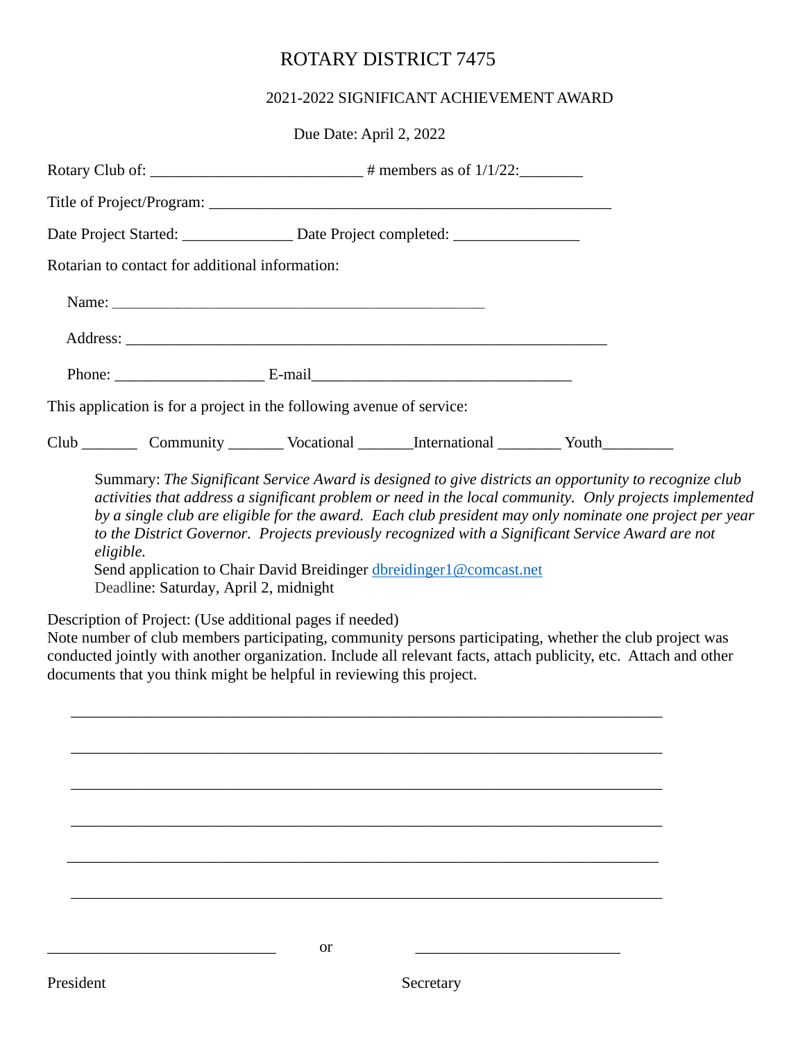# ROTARY DISTRICT 7475

## 2021-2022 SIGNIFICANT ACHIEVEMENT AWARD

Due Date: April 2, 2022

Rotary Club of: ___________________________ # members as of 1/1/22:________

Title of Project/Program: ___________________________________________________

Date Project Started: ______________ Date Project completed: ________________

Rotarian to contact for additional information:

Name: _______________________________________________

Address: ______________________________________________________________

Phone: ___________________ E-mail_________________________________

This application is for a project in the following avenue of service:

Club _______ Community _______ Vocational _______International ________ Youth_________

> Summary: *The Significant Service Award is designed to give districts an opportunity to recognize club activities that address a significant problem or need in the local community. Only projects implemented by a single club are eligible for the award. Each club president may only nominate one project per year to the District Governor. Projects previously recognized with a Significant Service Award are not eligible.*
>
> Send application to Chair David Breidinger dbreidinger1@comcast.net
>
> Deadline: Saturday, April 2, midnight

Description of Project: (Use additional pages if needed)
Note number of club members participating, community persons participating, whether the club project was conducted jointly with another organization. Include all relevant facts, attach publicity, etc. Attach and other documents that you think might be helpful in reviewing this project.

___________________________________________________________________________

___________________________________________________________________________

___________________________________________________________________________

___________________________________________________________________________

___________________________________________________________________________

___________________________________________________________________________

_____________________________ or __________________________

President Secretary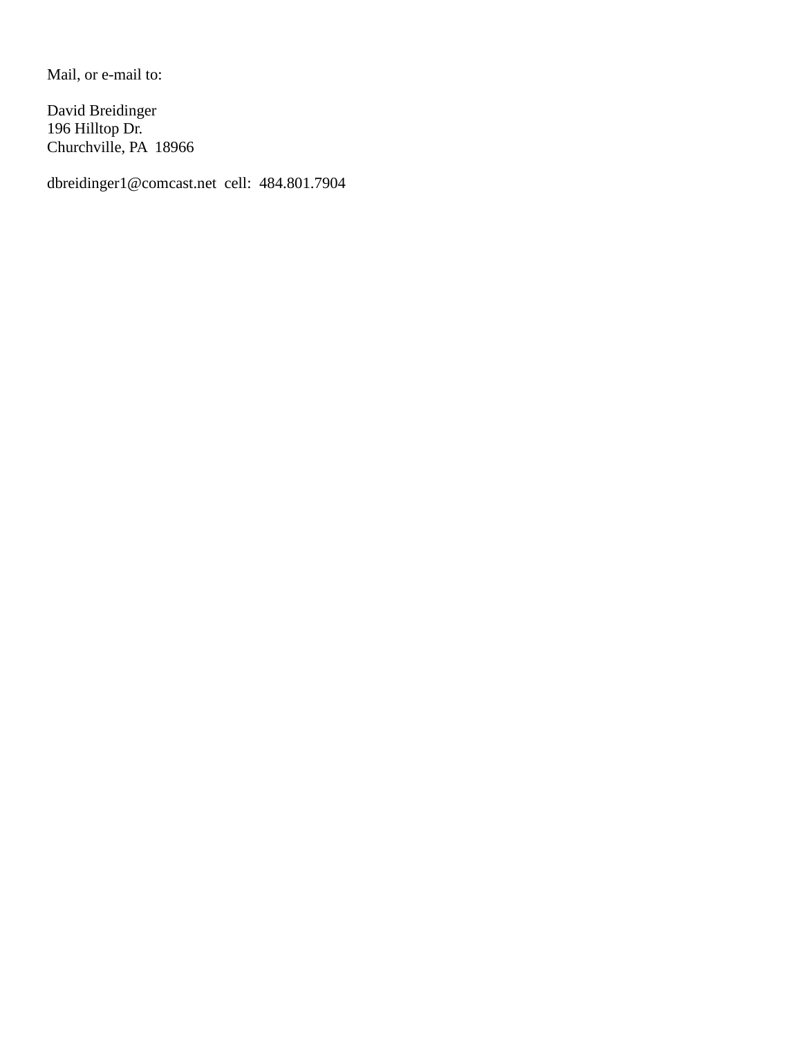Mail, or e-mail to:

David Breidinger
196 Hilltop Dr.
Churchville, PA  18966

dbreidinger1@comcast.net  cell:  484.801.7904